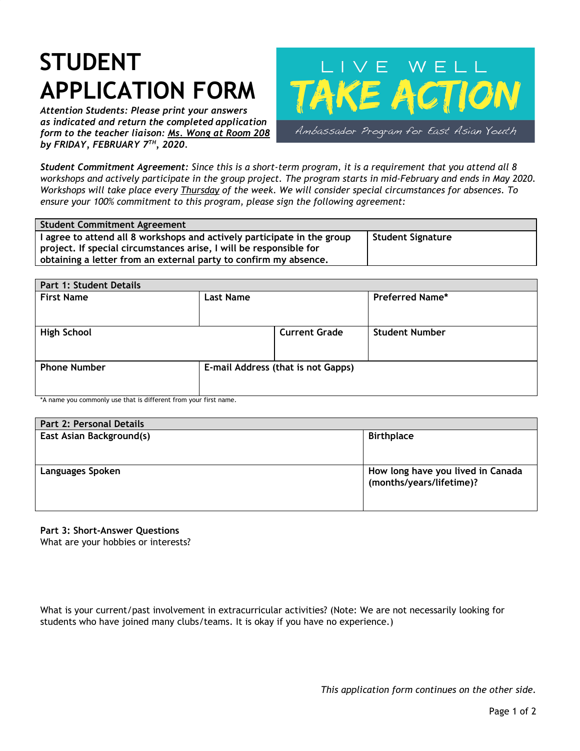# STUDENT APPLICATION FORM

LIVE WELL
TAKE ACTION
Ambassador Program for East Asian Youth

***Attention Students:** Please print your answers as indicated and return the completed application form to the teacher liaison: Ms. Wong at Room 208 by **FRIDAY, FEBRUARY 7TH, 2020**.*

***Student Commitment Agreement:** Since this is a short-term program, it is a requirement that you attend all 8 workshops and actively participate in the group project. The program starts in mid-February and ends in May 2020. Workshops will take place every Thursday of the week. We will consider special circumstances for absences. To ensure your 100% commitment to this program, please sign the following agreement:*

| **Student Commitment Agreement** | |
|---|---|
| **I agree to attend all 8 workshops and actively participate in the group project. If special circumstances arise, I will be responsible for obtaining a letter from an external party to confirm my absence.** | **Student Signature** |

| **Part 1: Student Details** | | | |
|---|---|---|---|
| **First Name** | **Last Name** | | **Preferred Name*** |
| **High School** | | **Current Grade** | **Student Number** |
| **Phone Number** | **E-mail Address (that is not Gapps)** | | |

*A name you commonly use that is different from your first name.

| **Part 2: Personal Details** | |
|---|---|
| **East Asian Background(s)** | **Birthplace** |
| **Languages Spoken** | **How long have you lived in Canada (months/years/lifetime)?** |

**Part 3: Short-Answer Questions**

What are your hobbies or interests?

What is your current/past involvement in extracurricular activities? (Note: We are not necessarily looking for students who have joined many clubs/teams. It is okay if you have no experience.)

*This application form continues on the other side.*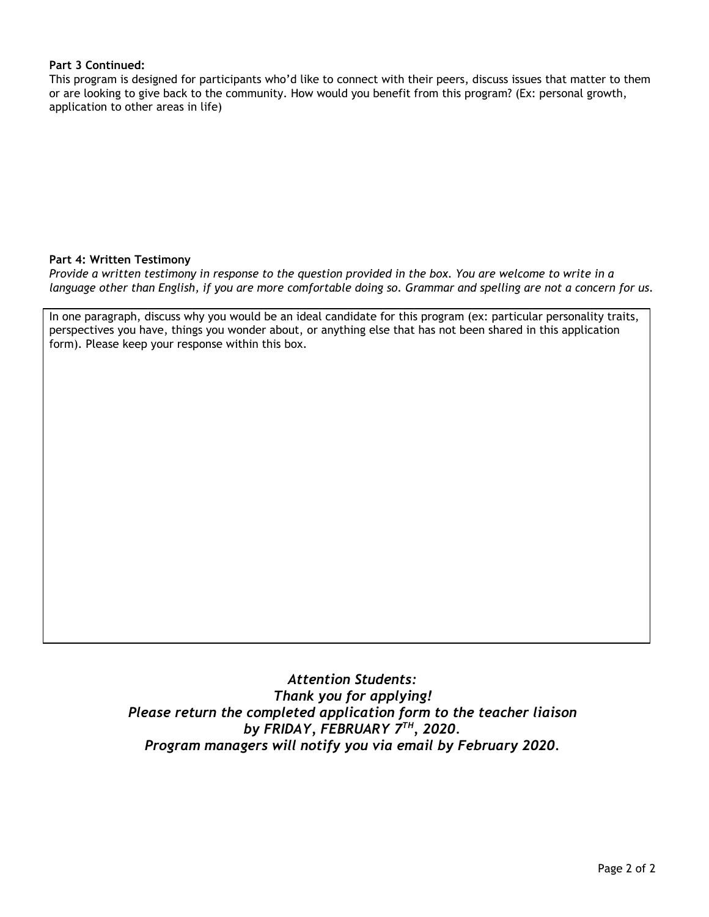**Part 3 Continued:**

This program is designed for participants who'd like to connect with their peers, discuss issues that matter to them or are looking to give back to the community. How would you benefit from this program? (Ex: personal growth, application to other areas in life)

**Part 4: Written Testimony**

*Provide a written testimony in response to the question provided in the box. You are welcome to write in a language other than English, if you are more comfortable doing so. Grammar and spelling are not a concern for us.*

| |
|---|
| In one paragraph, discuss why you would be an ideal candidate for this program (ex: particular personality traits, perspectives you have, things you wonder about, or anything else that has not been shared in this application form). Please keep your response within this box. |

***Attention Students:***
***Thank you for applying!***
***Please return the completed application form to the teacher liaison by FRIDAY, FEBRUARY 7TH, 2020.***
***Program managers will notify you via email by February 2020.***